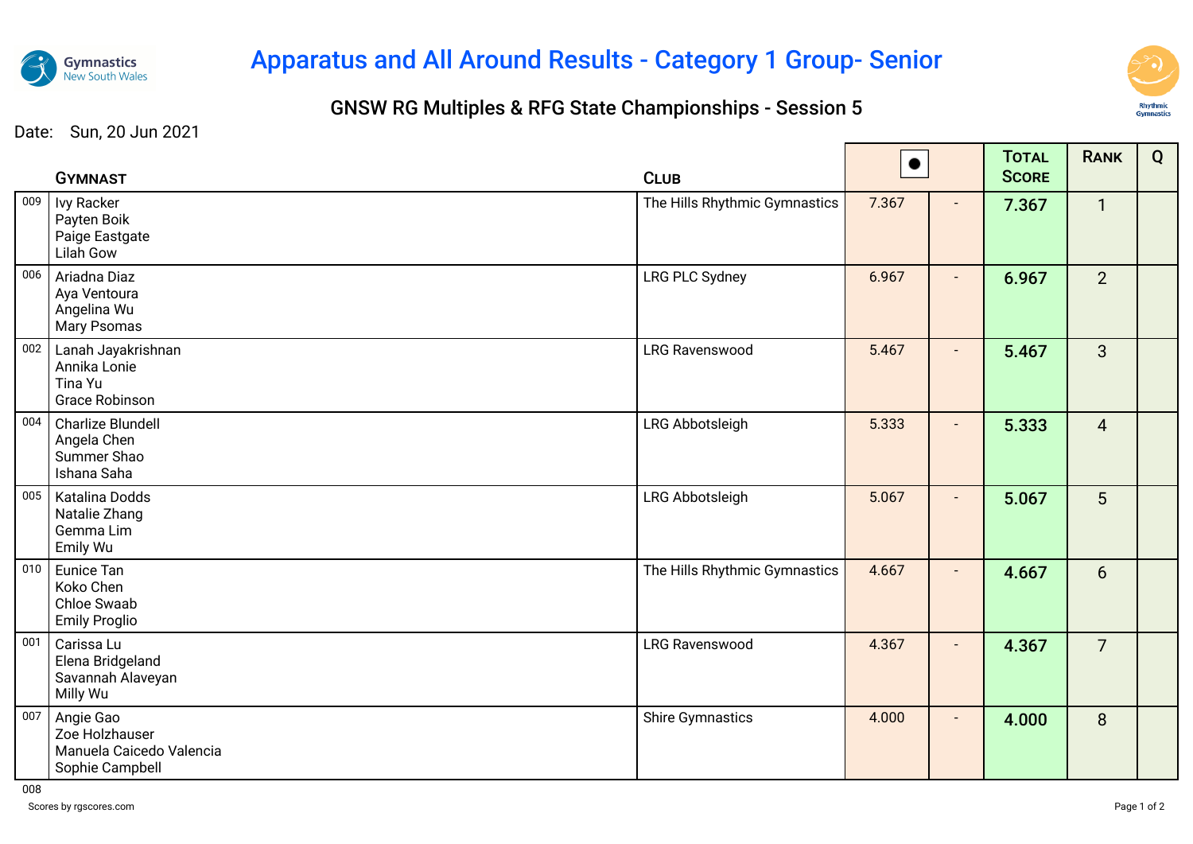# Apparatus and All Around Results - Category 1 Group- Senior

## GNSW RG Multiples & RFG State Championships - Session 5

Date: Sun, 20 Jun 2021

| | Gymnast | Club | ● | | Total Score | Rank | Q |
|---|---|---|---|---|---|---|---|
| 009 | Ivy Racker<br>Payten Boik<br>Paige Eastgate<br>Lilah Gow | The Hills Rhythmic Gymnastics | 7.367 | - | **7.367** | 1 | |
| 006 | Ariadna Diaz<br>Aya Ventoura<br>Angelina Wu<br>Mary Psomas | LRG PLC Sydney | 6.967 | - | **6.967** | 2 | |
| 002 | Lanah Jayakrishnan<br>Annika Lonie<br>Tina Yu<br>Grace Robinson | LRG Ravenswood | 5.467 | - | **5.467** | 3 | |
| 004 | Charlize Blundell<br>Angela Chen<br>Summer Shao<br>Ishana Saha | LRG Abbotsleigh | 5.333 | - | **5.333** | 4 | |
| 005 | Katalina Dodds<br>Natalie Zhang<br>Gemma Lim<br>Emily Wu | LRG Abbotsleigh | 5.067 | - | **5.067** | 5 | |
| 010 | Eunice Tan<br>Koko Chen<br>Chloe Swaab<br>Emily Proglio | The Hills Rhythmic Gymnastics | 4.667 | - | **4.667** | 6 | |
| 001 | Carissa Lu<br>Elena Bridgeland<br>Savannah Alaveyan<br>Milly Wu | LRG Ravenswood | 4.367 | - | **4.367** | 7 | |
| 007 | Angie Gao<br>Zoe Holzhauser<br>Manuela Caicedo Valencia<br>Sophie Campbell | Shire Gymnastics | 4.000 | - | **4.000** | 8 | |

008

Scores by rgscores.com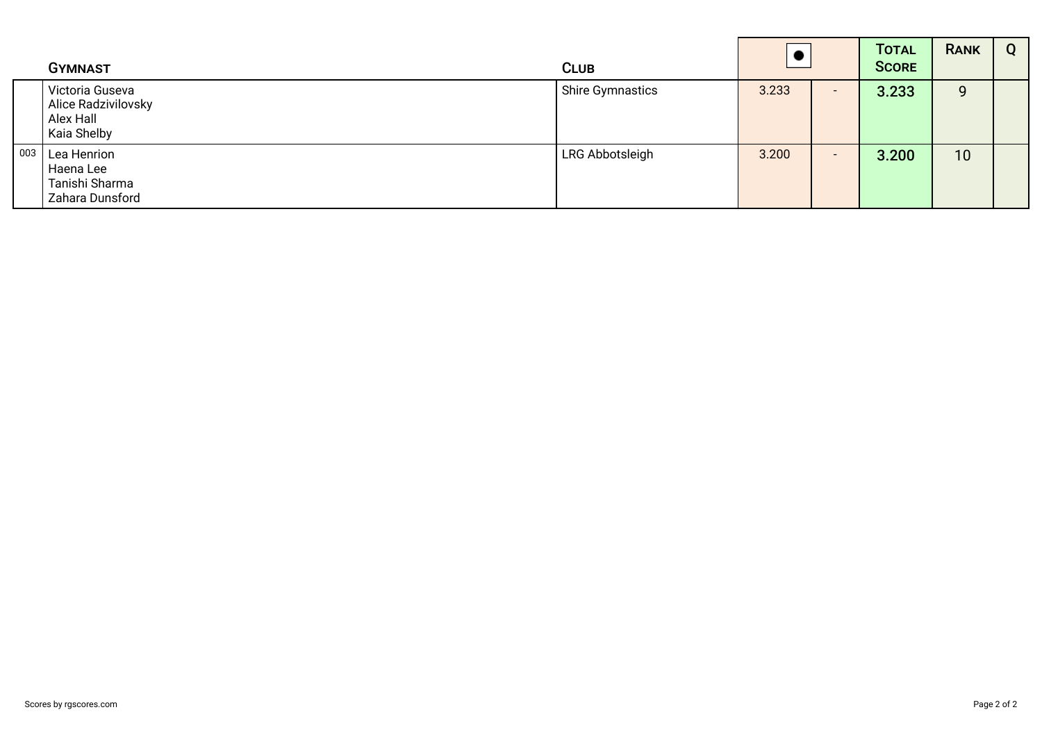| | Gymnast | Club | ● | | Total Score | Rank | Q |
|---|---|---|---|---|---|---|---|
| | Victoria Guseva<br>Alice Radzivilovsky<br>Alex Hall<br>Kaia Shelby | Shire Gymnastics | 3.233 | - | 3.233 | 9 | |
| 003 | Lea Henrion<br>Haena Lee<br>Tanishi Sharma<br>Zahara Dunsford | LRG Abbotsleigh | 3.200 | - | 3.200 | 10 | |

Scores by rgscores.com